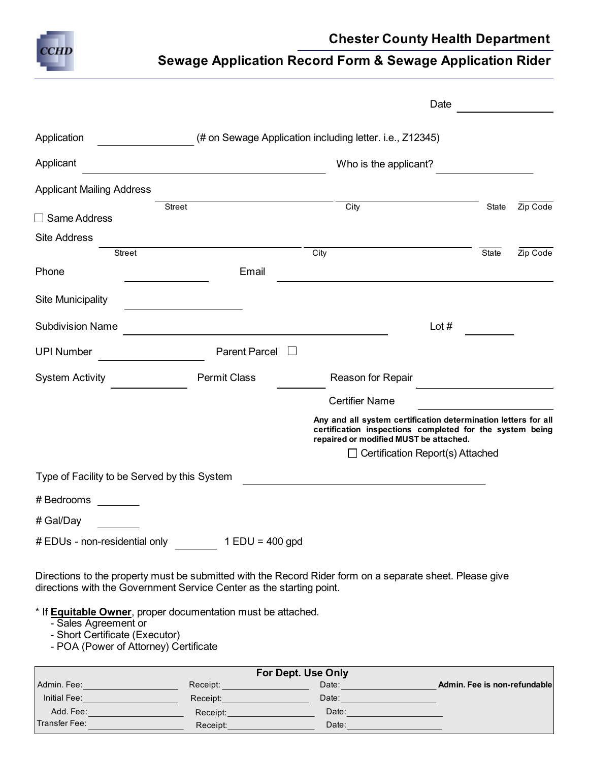# Chester County Health Department

## Sewage Application Record Form & Sewage Application Rider

Date ____________

Application ____________ (# on Sewage Application including letter. i.e., Z12345)

Applicant ______________________ Who is the applicant? ____________

Applicant Mailing Address ____________ ____________ ______ ______
Street City State Zip Code

☐ Same Address

Site Address ____________ ____________ ______ ______
Street City State Zip Code

Phone ____________ Email ____________

Site Municipality ____________

Subdivision Name ______________________ Lot # ________

UPI Number ____________ Parent Parcel ☐

System Activity ____________ Permit Class ________ Reason for Repair ____________

Certifier Name ____________

**Any and all system certification determination letters for all certification inspections completed for the system being repaired or modified MUST be attached.**

☐ Certification Report(s) Attached

Type of Facility to be Served by this System ______________________

# Bedrooms ________

# Gal/Day ________

# EDUs - non-residential only ________ 1 EDU = 400 gpd

Directions to the property must be submitted with the Record Rider form on a separate sheet. Please give directions with the Government Service Center as the starting point.

* If **Equitable Owner**, proper documentation must be attached.
  - Sales Agreement or
  - Short Certificate (Executor)
  - POA (Power of Attorney) Certificate

| For Dept. Use Only | | | |
|---|---|---|---|
| Admin. Fee: | Receipt: | Date: | **Admin. Fee is non-refundable** |
| Initial Fee: | Receipt: | Date: | |
| Add. Fee: | Receipt: | Date: | |
| Transfer Fee: | Receipt: | Date: | |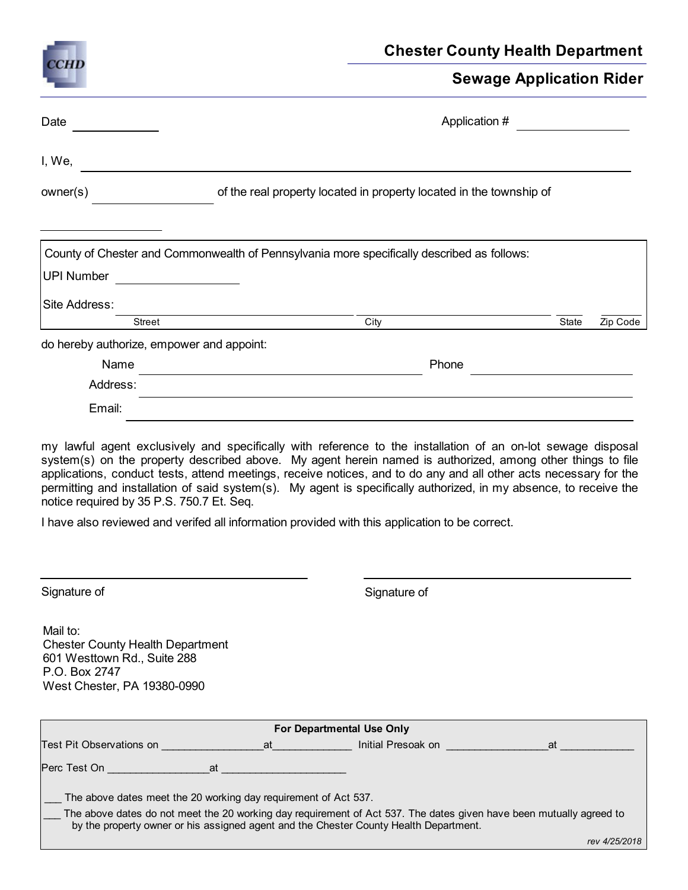# Chester County Health Department

## Sewage Application Rider

Date ____________ Application # ________________

I, We, ________________________________________________________________

owner(s) ________________ of the real property located in property located in the township of

__________________

County of Chester and Commonwealth of Pennsylvania more specifically described as follows:

UPI Number ________________

Site Address: ______________________ ______________________ ____ ______

Street City State Zip Code

do hereby authorize, empower and appoint:

Name ______________________________ Phone ____________________

Address: ______________________________________________________

Email: ______________________________________________________

my lawful agent exclusively and specifically with reference to the installation of an on-lot sewage disposal system(s) on the property described above. My agent herein named is authorized, among other things to file applications, conduct tests, attend meetings, receive notices, and to do any and all other acts necessary for the permitting and installation of said system(s). My agent is specifically authorized, in my absence, to receive the notice required by 35 P.S. 750.7 Et. Seq.

I have also reviewed and verifed all information provided with this application to be correct.

______________________________ ______________________________

Signature of Signature of

Mail to:
Chester County Health Department
601 Westtown Rd., Suite 288
P.O. Box 2747
West Chester, PA 19380-0990

**For Departmental Use Only**

Test Pit Observations on _________________at_____________ Initial Presoak on _________________at ____________

Perc Test On _________________at _____________________

___ The above dates meet the 20 working day requirement of Act 537.

___ The above dates do not meet the 20 working day requirement of Act 537. The dates given have been mutually agreed to by the property owner or his assigned agent and the Chester County Health Department.

*rev 4/25/2018*